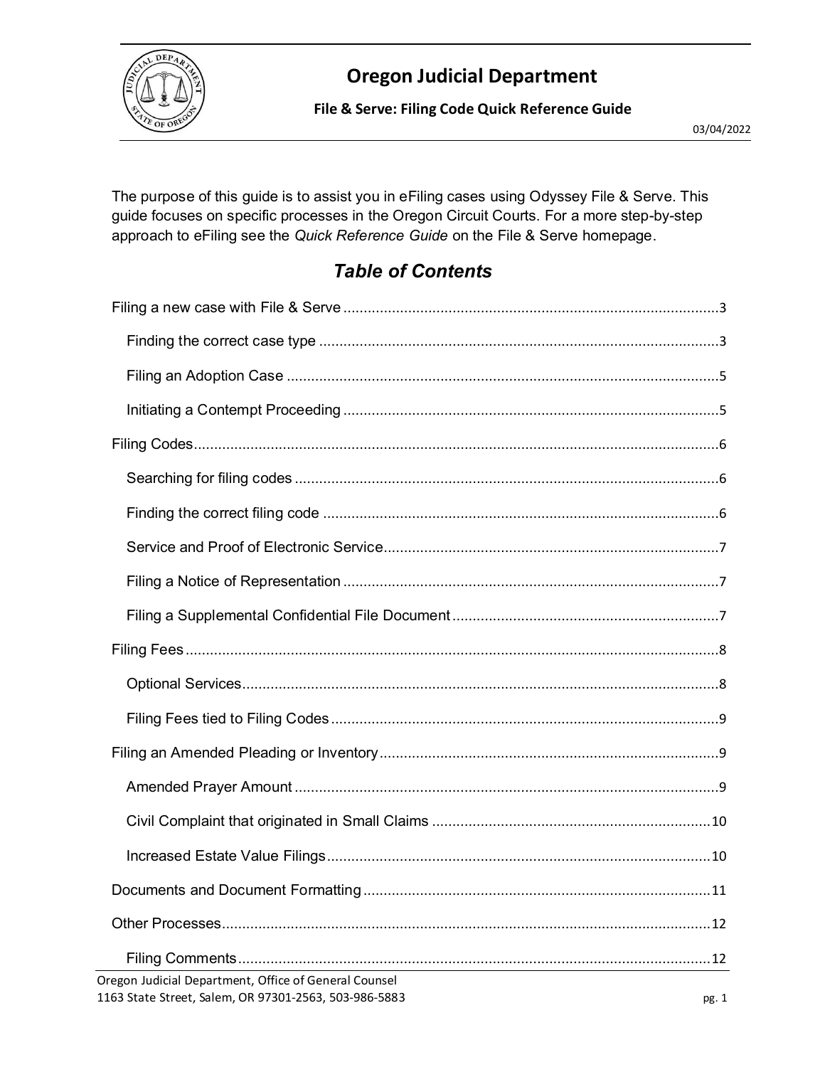# Oregon Judicial Department

**File & Serve: Filing Code Quick Reference Guide**

03/04/2022

The purpose of this guide is to assist you in eFiling cases using Odyssey File & Serve. This guide focuses on specific processes in the Oregon Circuit Courts. For a more step-by-step approach to eFiling see the *Quick Reference Guide* on the File & Serve homepage.

## *Table of Contents*

- Filing a new case with File & Serve ..... 3
  - Finding the correct case type ..... 3
  - Filing an Adoption Case ..... 5
  - Initiating a Contempt Proceeding ..... 5
- Filing Codes ..... 6
  - Searching for filing codes ..... 6
  - Finding the correct filing code ..... 6
  - Service and Proof of Electronic Service ..... 7
  - Filing a Notice of Representation ..... 7
  - Filing a Supplemental Confidential File Document ..... 7
- Filing Fees ..... 8
  - Optional Services ..... 8
  - Filing Fees tied to Filing Codes ..... 9
- Filing an Amended Pleading or Inventory ..... 9
  - Amended Prayer Amount ..... 9
  - Civil Complaint that originated in Small Claims ..... 10
  - Increased Estate Value Filings ..... 10
- Documents and Document Formatting ..... 11
- Other Processes ..... 12
  - Filing Comments ..... 12

Oregon Judicial Department, Office of General Counsel
1163 State Street, Salem, OR 97301-2563, 503-986-5883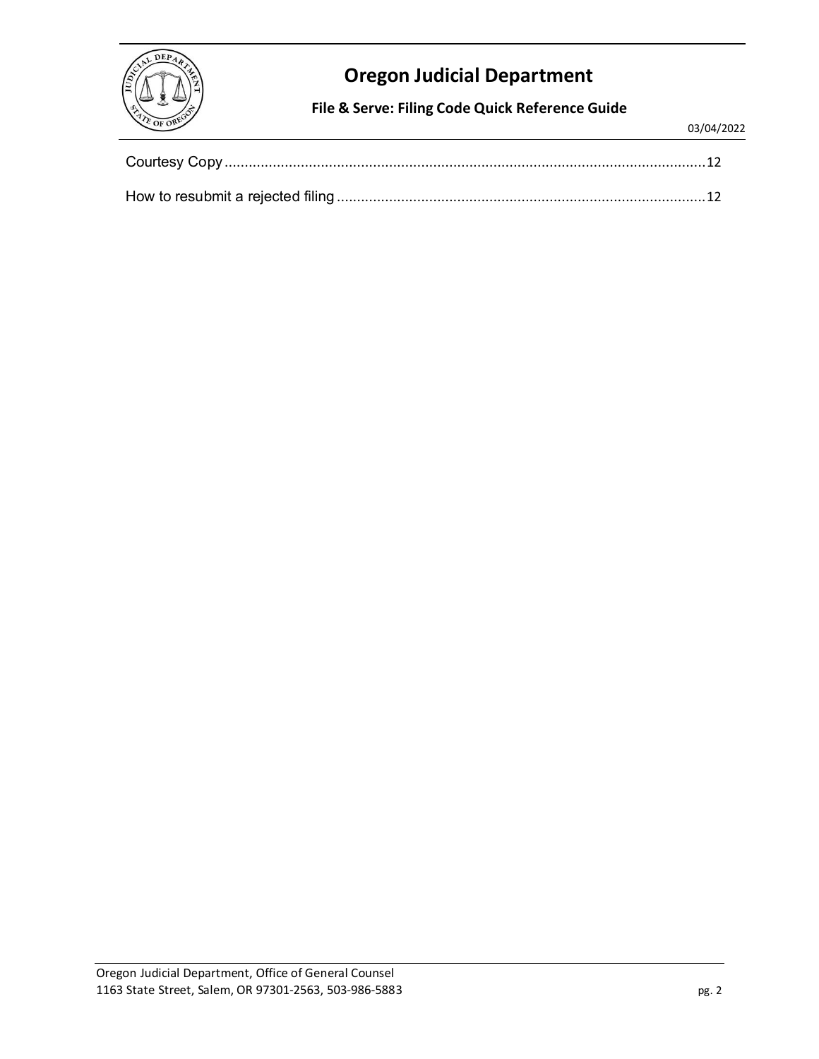Courtesy Copy ........................................................................................................................12

How to resubmit a rejected filing ...........................................................................................12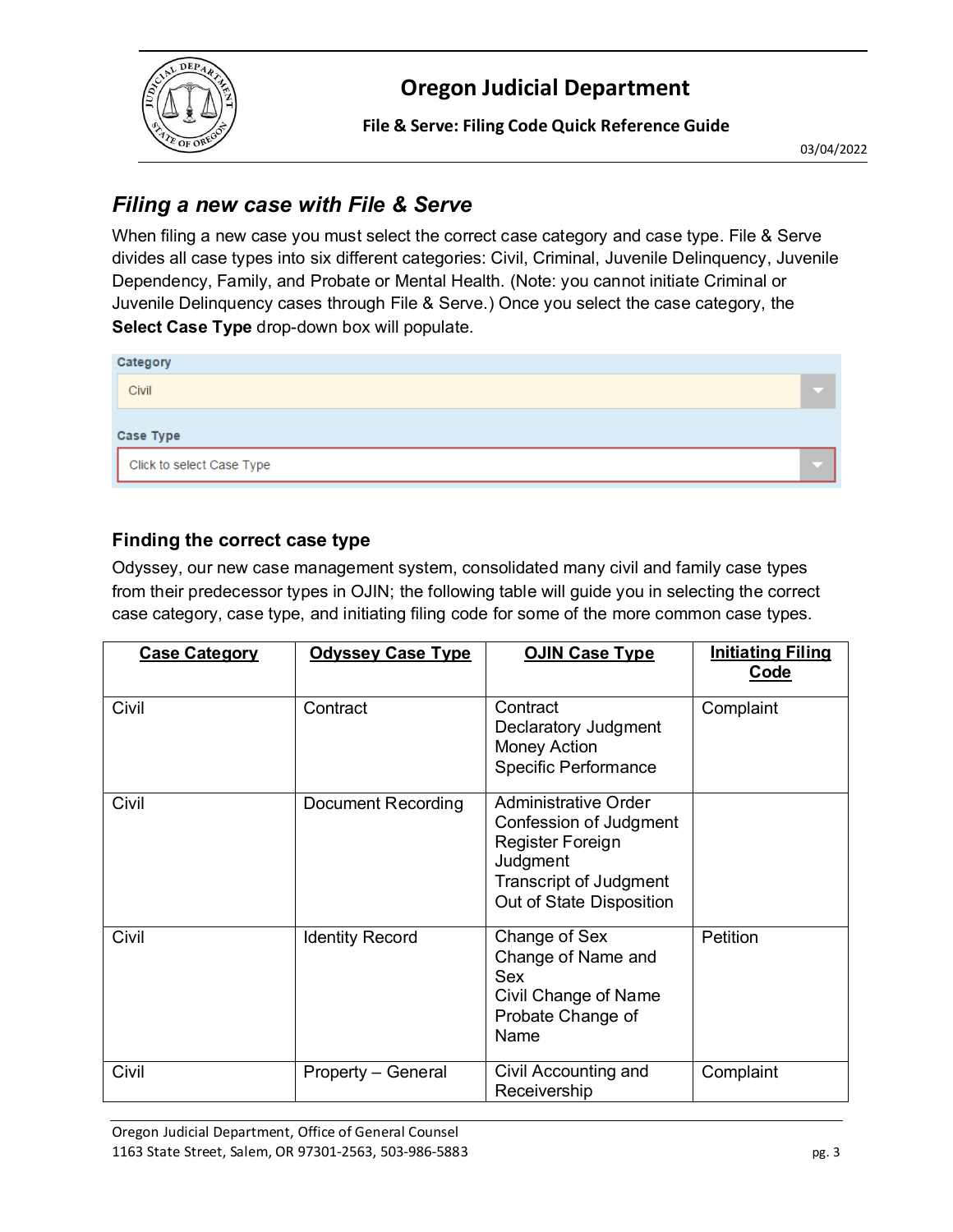## Filing a new case with File & Serve

When filing a new case you must select the correct case category and case type. File & Serve divides all case types into six different categories: Civil, Criminal, Juvenile Delinquency, Juvenile Dependency, Family, and Probate or Mental Health. (Note: you cannot initiate Criminal or Juvenile Delinquency cases through File & Serve.) Once you select the case category, the **Select Case Type** drop-down box will populate.

Category
Civil

Case Type
Click to select Case Type

### Finding the correct case type

Odyssey, our new case management system, consolidated many civil and family case types from their predecessor types in OJIN; the following table will guide you in selecting the correct case category, case type, and initiating filing code for some of the more common case types.

| Case Category | Odyssey Case Type | OJIN Case Type | Initiating Filing Code |
|---|---|---|---|
| Civil | Contract | Contract<br>Declaratory Judgment<br>Money Action<br>Specific Performance | Complaint |
| Civil | Document Recording | Administrative Order<br>Confession of Judgment<br>Register Foreign Judgment<br>Transcript of Judgment<br>Out of State Disposition | |
| Civil | Identity Record | Change of Sex<br>Change of Name and Sex<br>Civil Change of Name<br>Probate Change of Name | Petition |
| Civil | Property – General | Civil Accounting and Receivership | Complaint |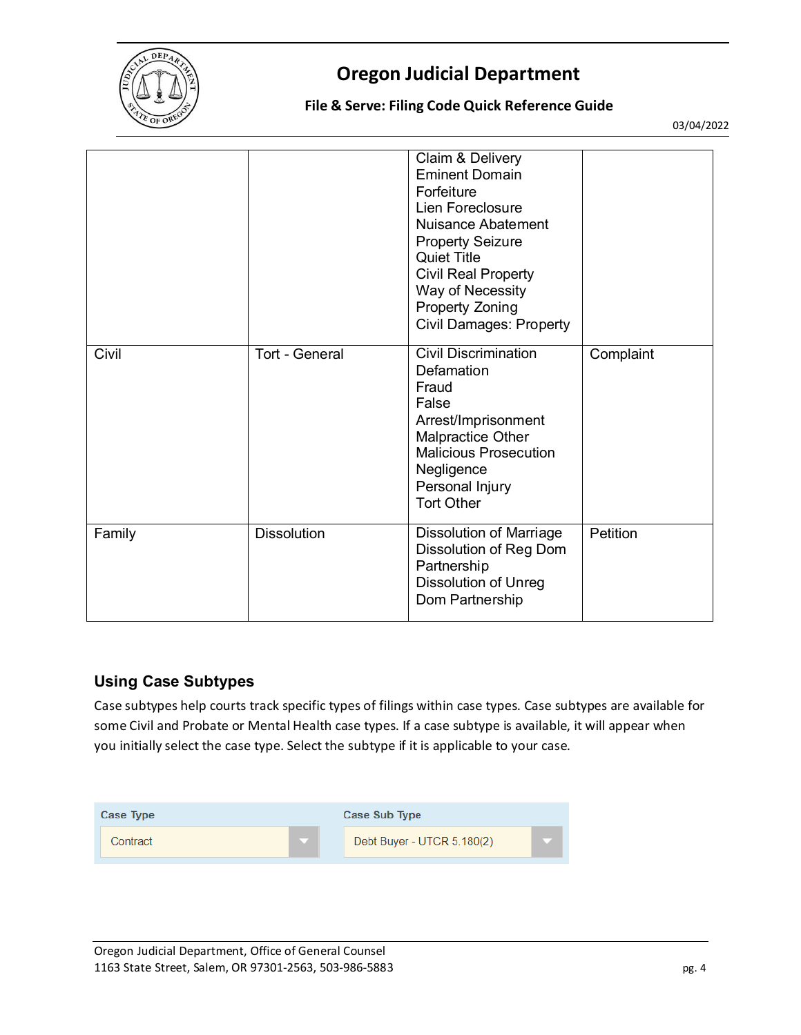| | | | |
|---|---|---|---|
| | | Claim & Delivery<br>Eminent Domain<br>Forfeiture<br>Lien Foreclosure<br>Nuisance Abatement<br>Property Seizure<br>Quiet Title<br>Civil Real Property<br>Way of Necessity<br>Property Zoning<br>Civil Damages: Property | |
| Civil | Tort - General | Civil Discrimination<br>Defamation<br>Fraud<br>False Arrest/Imprisonment<br>Malpractice Other<br>Malicious Prosecution<br>Negligence<br>Personal Injury<br>Tort Other | Complaint |
| Family | Dissolution | Dissolution of Marriage<br>Dissolution of Reg Dom Partnership<br>Dissolution of Unreg Dom Partnership | Petition |

## Using Case Subtypes

Case subtypes help courts track specific types of filings within case types. Case subtypes are available for some Civil and Probate or Mental Health case types. If a case subtype is available, it will appear when you initially select the case type. Select the subtype if it is applicable to your case.

| Case Type | Case Sub Type |
|---|---|
| Contract | Debt Buyer - UTCR 5.180(2) |

Oregon Judicial Department, Office of General Counsel
1163 State Street, Salem, OR 97301-2563, 503-986-5883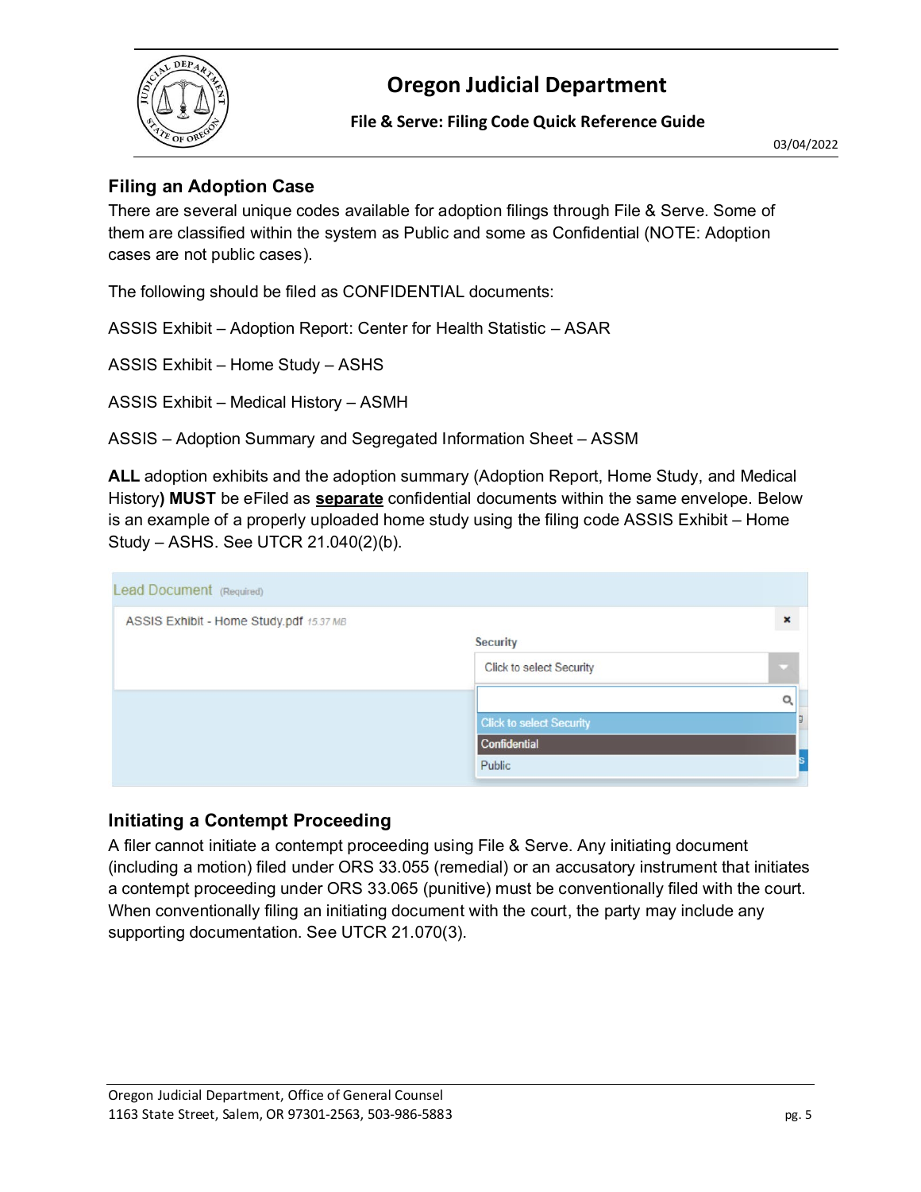## Filing an Adoption Case

There are several unique codes available for adoption filings through File & Serve. Some of them are classified within the system as Public and some as Confidential (NOTE: Adoption cases are not public cases).

The following should be filed as CONFIDENTIAL documents:

ASSIS Exhibit – Adoption Report: Center for Health Statistic – ASAR

ASSIS Exhibit – Home Study – ASHS

ASSIS Exhibit – Medical History – ASMH

ASSIS – Adoption Summary and Segregated Information Sheet – ASSM

**ALL** adoption exhibits and the adoption summary (Adoption Report, Home Study, and Medical History**) MUST** be eFiled as **<u>separate</u>** confidential documents within the same envelope. Below is an example of a properly uploaded home study using the filing code ASSIS Exhibit – Home Study – ASHS. See UTCR 21.040(2)(b).

## Initiating a Contempt Proceeding

A filer cannot initiate a contempt proceeding using File & Serve. Any initiating document (including a motion) filed under ORS 33.055 (remedial) or an accusatory instrument that initiates a contempt proceeding under ORS 33.065 (punitive) must be conventionally filed with the court. When conventionally filing an initiating document with the court, the party may include any supporting documentation. See UTCR 21.070(3).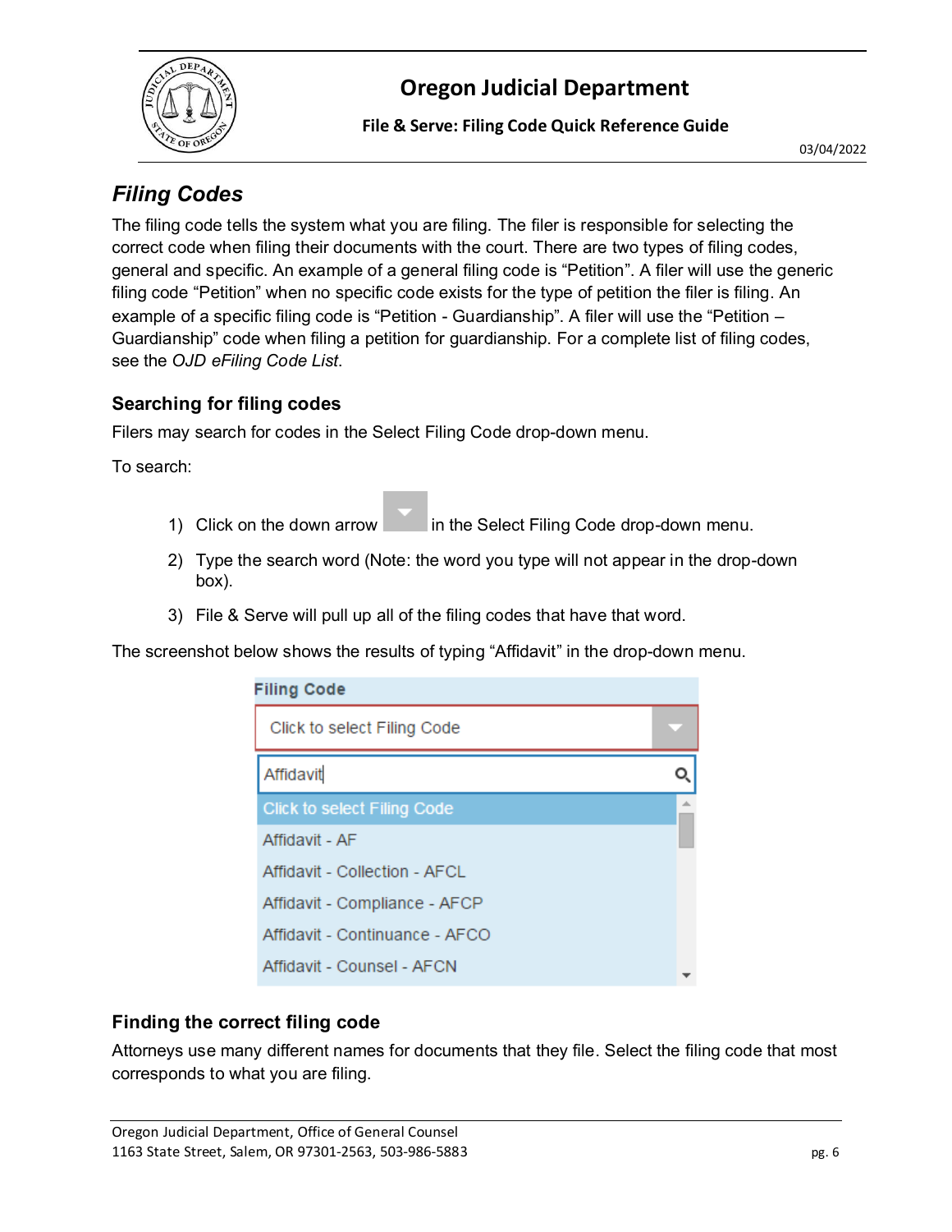## Filing Codes

The filing code tells the system what you are filing. The filer is responsible for selecting the correct code when filing their documents with the court. There are two types of filing codes, general and specific. An example of a general filing code is "Petition". A filer will use the generic filing code "Petition" when no specific code exists for the type of petition the filer is filing. An example of a specific filing code is "Petition - Guardianship". A filer will use the "Petition – Guardianship" code when filing a petition for guardianship. For a complete list of filing codes, see the *OJD eFiling Code List*.

### Searching for filing codes

Filers may search for codes in the Select Filing Code drop-down menu.

To search:

1) Click on the down arrow in the Select Filing Code drop-down menu.
2) Type the search word (Note: the word you type will not appear in the drop-down box).
3) File & Serve will pull up all of the filing codes that have that word.

The screenshot below shows the results of typing "Affidavit" in the drop-down menu.

Filing Code

Click to select Filing Code

Affidavit

Click to select Filing Code
Affidavit - AF
Affidavit - Collection - AFCL
Affidavit - Compliance - AFCP
Affidavit - Continuance - AFCO
Affidavit - Counsel - AFCN

### Finding the correct filing code

Attorneys use many different names for documents that they file. Select the filing code that most corresponds to what you are filing.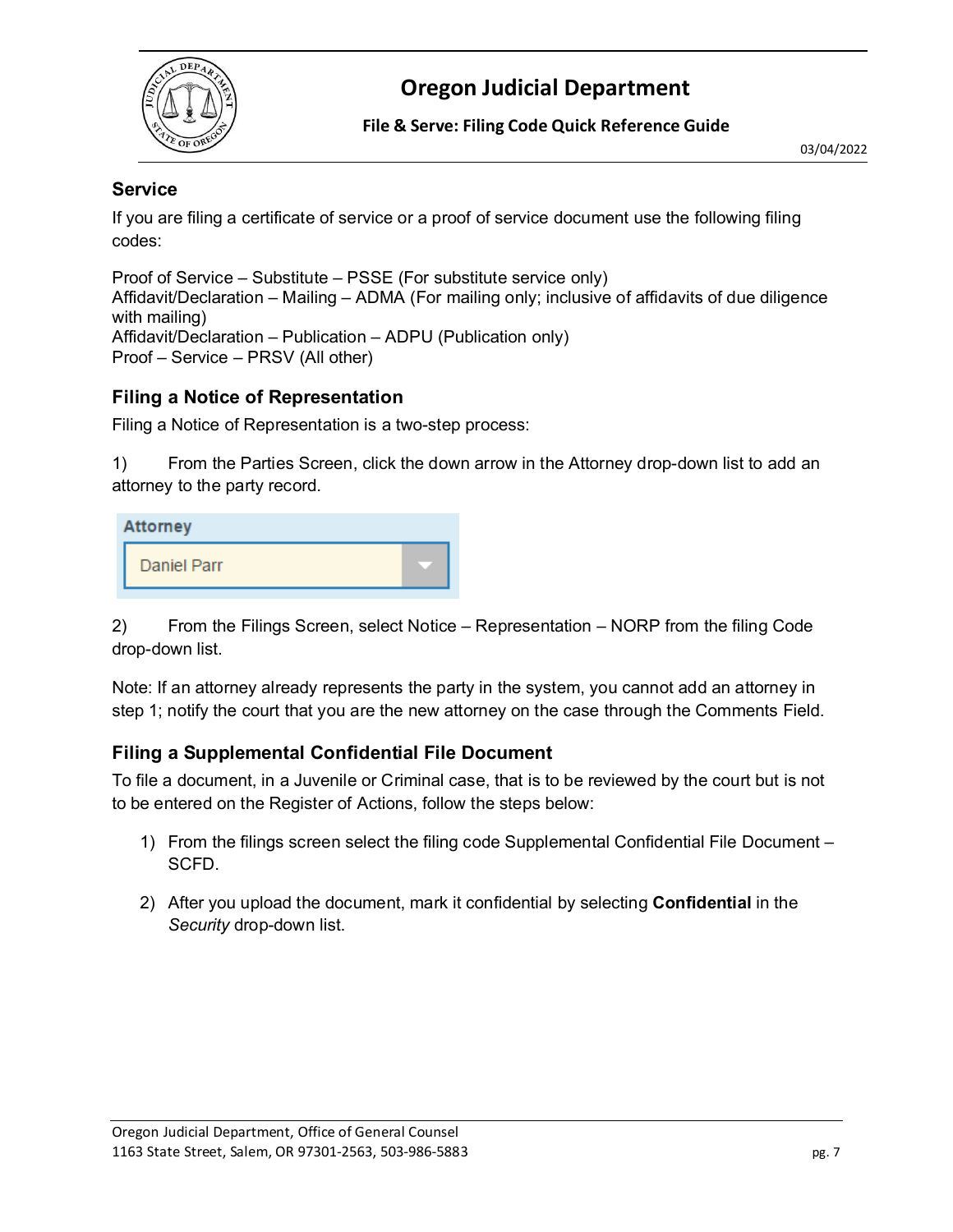## Service

If you are filing a certificate of service or a proof of service document use the following filing codes:

Proof of Service – Substitute – PSSE (For substitute service only)
Affidavit/Declaration – Mailing – ADMA (For mailing only; inclusive of affidavits of due diligence with mailing)
Affidavit/Declaration – Publication – ADPU (Publication only)
Proof – Service – PRSV (All other)

## Filing a Notice of Representation

Filing a Notice of Representation is a two-step process:

1) From the Parties Screen, click the down arrow in the Attorney drop-down list to add an attorney to the party record.

2) From the Filings Screen, select Notice – Representation – NORP from the filing Code drop-down list.

Note: If an attorney already represents the party in the system, you cannot add an attorney in step 1; notify the court that you are the new attorney on the case through the Comments Field.

## Filing a Supplemental Confidential File Document

To file a document, in a Juvenile or Criminal case, that is to be reviewed by the court but is not to be entered on the Register of Actions, follow the steps below:

1) From the filings screen select the filing code Supplemental Confidential File Document – SCFD.
2) After you upload the document, mark it confidential by selecting **Confidential** in the *Security* drop-down list.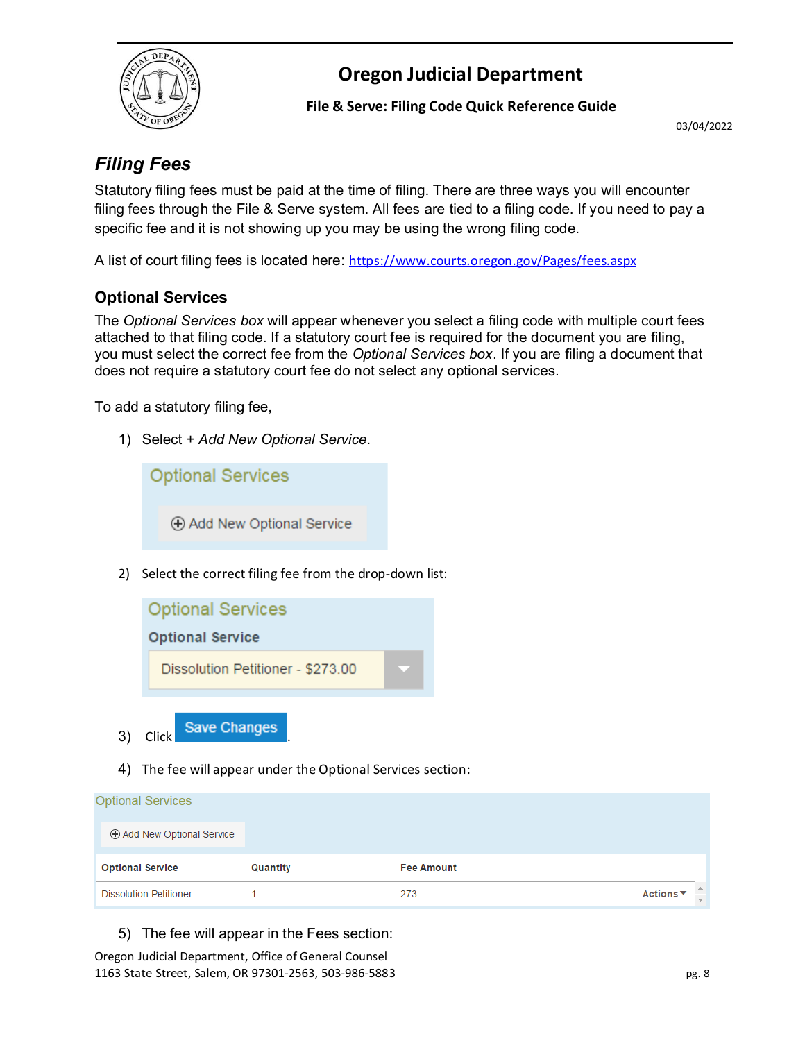## Filing Fees

Statutory filing fees must be paid at the time of filing. There are three ways you will encounter filing fees through the File & Serve system. All fees are tied to a filing code. If you need to pay a specific fee and it is not showing up you may be using the wrong filing code.

A list of court filing fees is located here: https://www.courts.oregon.gov/Pages/fees.aspx

### Optional Services

The *Optional Services box* will appear whenever you select a filing code with multiple court fees attached to that filing code. If a statutory court fee is required for the document you are filing, you must select the correct fee from the *Optional Services box*. If you are filing a document that does not require a statutory court fee do not select any optional services.

To add a statutory filing fee,

1) Select + *Add New Optional Service*.

   Optional Services

   ⊕ Add New Optional Service

2) Select the correct filing fee from the drop-down list:

   Optional Services

   **Optional Service**

   Dissolution Petitioner - $273.00

3) Click Save Changes.

4) The fee will appear under the Optional Services section:

   Optional Services

   ⊕ Add New Optional Service

| Optional Service | Quantity | Fee Amount | |
|---|---|---|---|
| Dissolution Petitioner | 1 | 273 | Actions |

5) The fee will appear in the Fees section: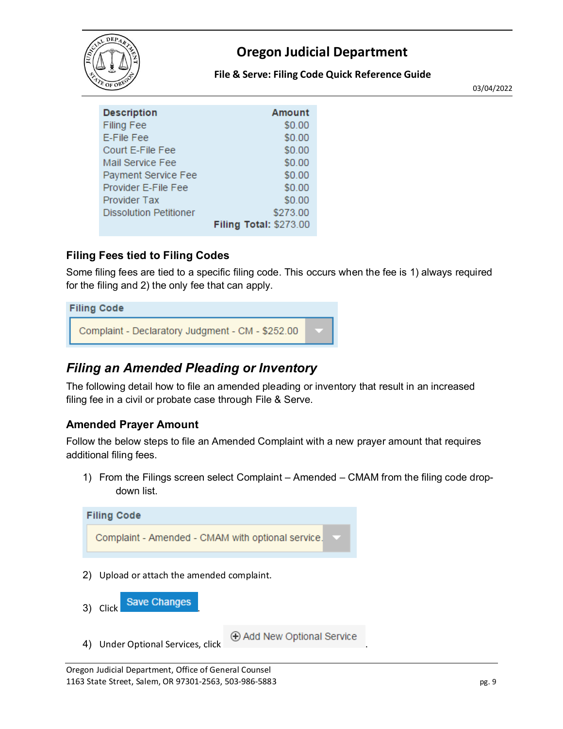| Description | Amount |
|---|---|
| Filing Fee | $0.00 |
| E-File Fee | $0.00 |
| Court E-File Fee | $0.00 |
| Mail Service Fee | $0.00 |
| Payment Service Fee | $0.00 |
| Provider E-File Fee | $0.00 |
| Provider Tax | $0.00 |
| Dissolution Petitioner | $273.00 |
| **Filing Total:** | $273.00 |

### Filing Fees tied to Filing Codes

Some filing fees are tied to a specific filing code. This occurs when the fee is 1) always required for the filing and 2) the only fee that can apply.

**Filing Code**

Complaint - Declaratory Judgment - CM - $252.00

## *Filing an Amended Pleading or Inventory*

The following detail how to file an amended pleading or inventory that result in an increased filing fee in a civil or probate case through File & Serve.

### Amended Prayer Amount

Follow the below steps to file an Amended Complaint with a new prayer amount that requires additional filing fees.

1) From the Filings screen select Complaint – Amended – CMAM from the filing code drop-down list.

   **Filing Code**

   Complaint - Amended - CMAM with optional service

2) Upload or attach the amended complaint.
3) Click **Save Changes**.
4) Under Optional Services, click **⊕ Add New Optional Service**.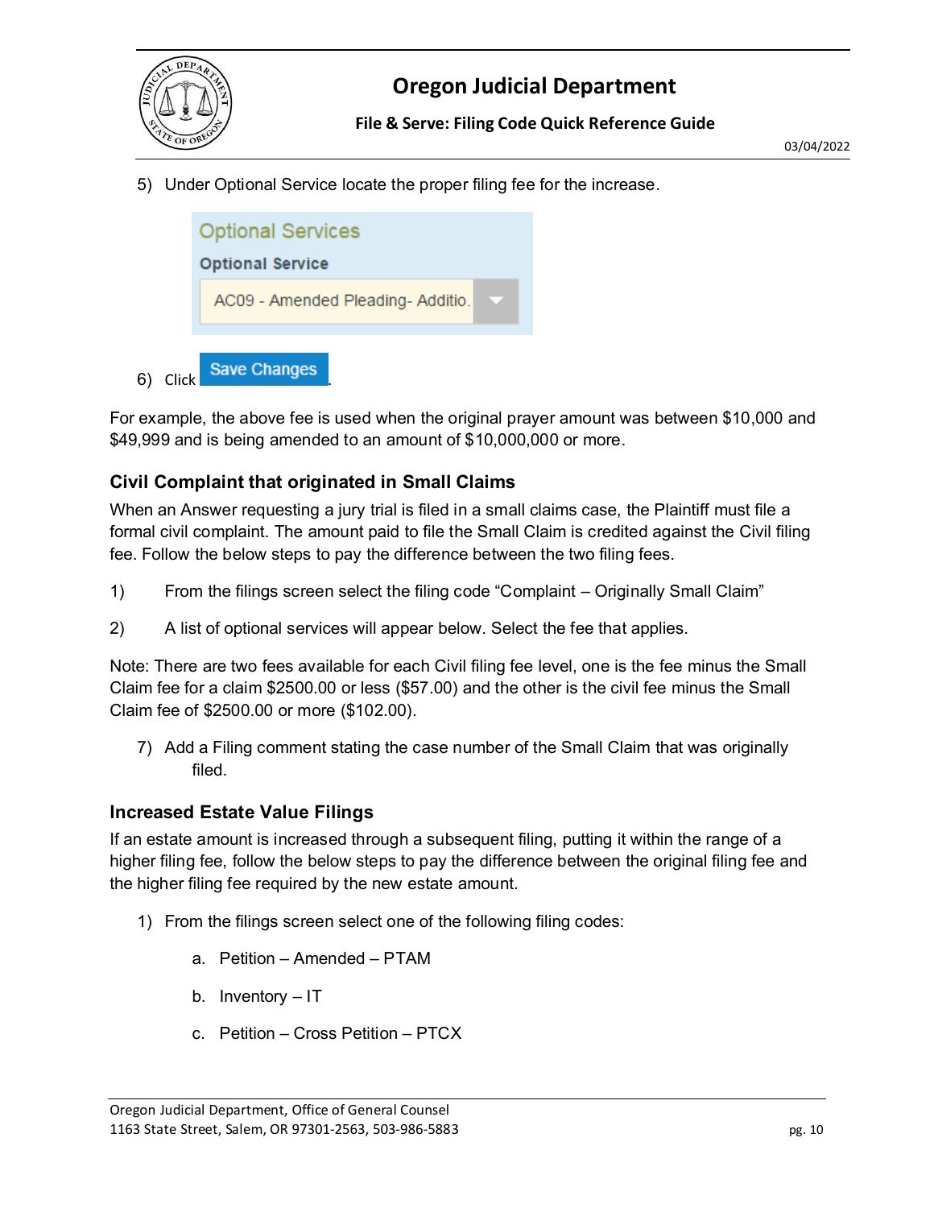5) Under Optional Service locate the proper filing fee for the increase.

Optional Services

Optional Service

AC09 - Amended Pleading- Additio.

6) Click Save Changes.

For example, the above fee is used when the original prayer amount was between $10,000 and $49,999 and is being amended to an amount of $10,000,000 or more.

### Civil Complaint that originated in Small Claims

When an Answer requesting a jury trial is filed in a small claims case, the Plaintiff must file a formal civil complaint. The amount paid to file the Small Claim is credited against the Civil filing fee. Follow the below steps to pay the difference between the two filing fees.

1) From the filings screen select the filing code "Complaint – Originally Small Claim"

2) A list of optional services will appear below. Select the fee that applies.

Note: There are two fees available for each Civil filing fee level, one is the fee minus the Small Claim fee for a claim $2500.00 or less ($57.00) and the other is the civil fee minus the Small Claim fee of $2500.00 or more ($102.00).

7) Add a Filing comment stating the case number of the Small Claim that was originally filed.

### Increased Estate Value Filings

If an estate amount is increased through a subsequent filing, putting it within the range of a higher filing fee, follow the below steps to pay the difference between the original filing fee and the higher filing fee required by the new estate amount.

1) From the filings screen select one of the following filing codes:

   a. Petition – Amended – PTAM

   b. Inventory – IT

   c. Petition – Cross Petition – PTCX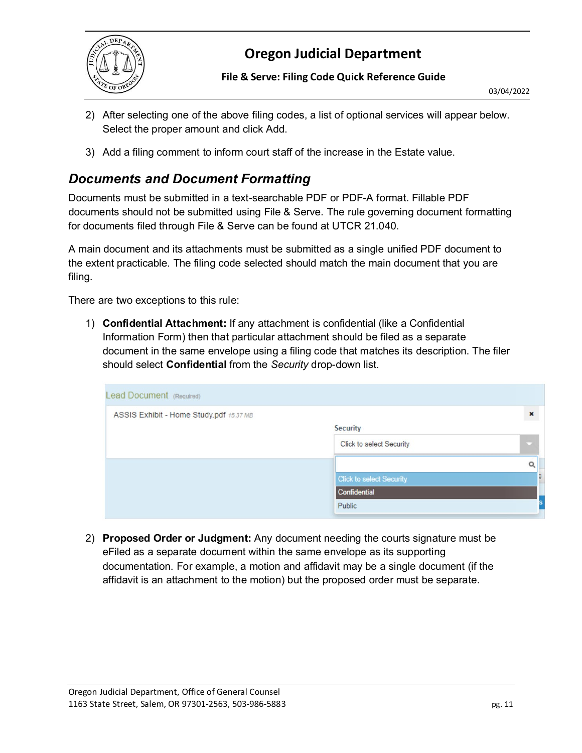2) After selecting one of the above filing codes, a list of optional services will appear below. Select the proper amount and click Add.

3) Add a filing comment to inform court staff of the increase in the Estate value.

## *Documents and Document Formatting*

Documents must be submitted in a text-searchable PDF or PDF-A format. Fillable PDF documents should not be submitted using File & Serve. The rule governing document formatting for documents filed through File & Serve can be found at UTCR 21.040.

A main document and its attachments must be submitted as a single unified PDF document to the extent practicable. The filing code selected should match the main document that you are filing.

There are two exceptions to this rule:

1) **Confidential Attachment:** If any attachment is confidential (like a Confidential Information Form) then that particular attachment should be filed as a separate document in the same envelope using a filing code that matches its description. The filer should select **Confidential** from the *Security* drop-down list.

2) **Proposed Order or Judgment:** Any document needing the courts signature must be eFiled as a separate document within the same envelope as its supporting documentation. For example, a motion and affidavit may be a single document (if the affidavit is an attachment to the motion) but the proposed order must be separate.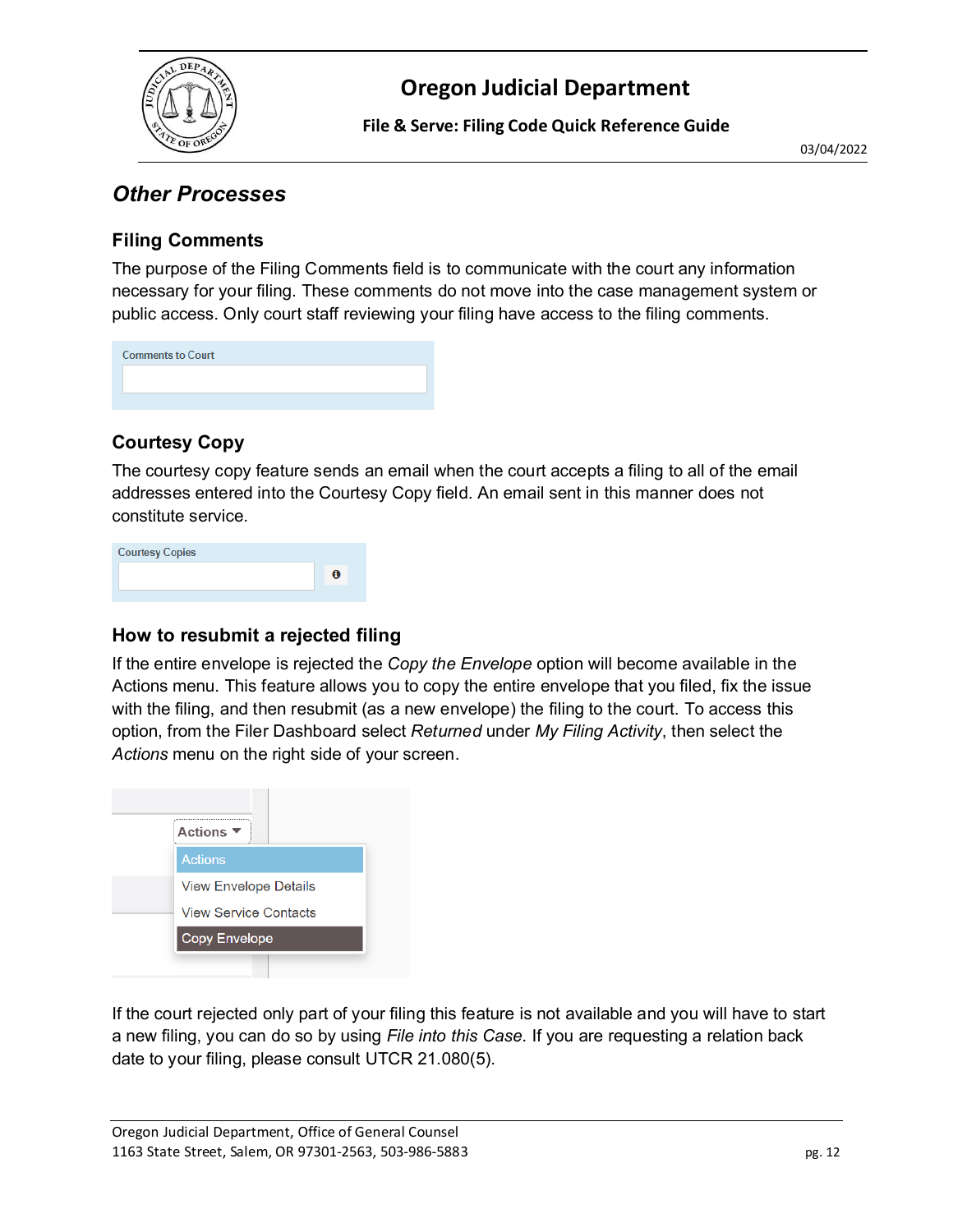## Other Processes

### Filing Comments

The purpose of the Filing Comments field is to communicate with the court any information necessary for your filing. These comments do not move into the case management system or public access. Only court staff reviewing your filing have access to the filing comments.

Comments to Court

### Courtesy Copy

The courtesy copy feature sends an email when the court accepts a filing to all of the email addresses entered into the Courtesy Copy field. An email sent in this manner does not constitute service.

Courtesy Copies

### How to resubmit a rejected filing

If the entire envelope is rejected the *Copy the Envelope* option will become available in the Actions menu. This feature allows you to copy the entire envelope that you filed, fix the issue with the filing, and then resubmit (as a new envelope) the filing to the court. To access this option, from the Filer Dashboard select *Returned* under *My Filing Activity*, then select the *Actions* menu on the right side of your screen.

Actions
Actions
View Envelope Details
View Service Contacts
Copy Envelope

If the court rejected only part of your filing this feature is not available and you will have to start a new filing, you can do so by using *File into this Case*. If you are requesting a relation back date to your filing, please consult UTCR 21.080(5).